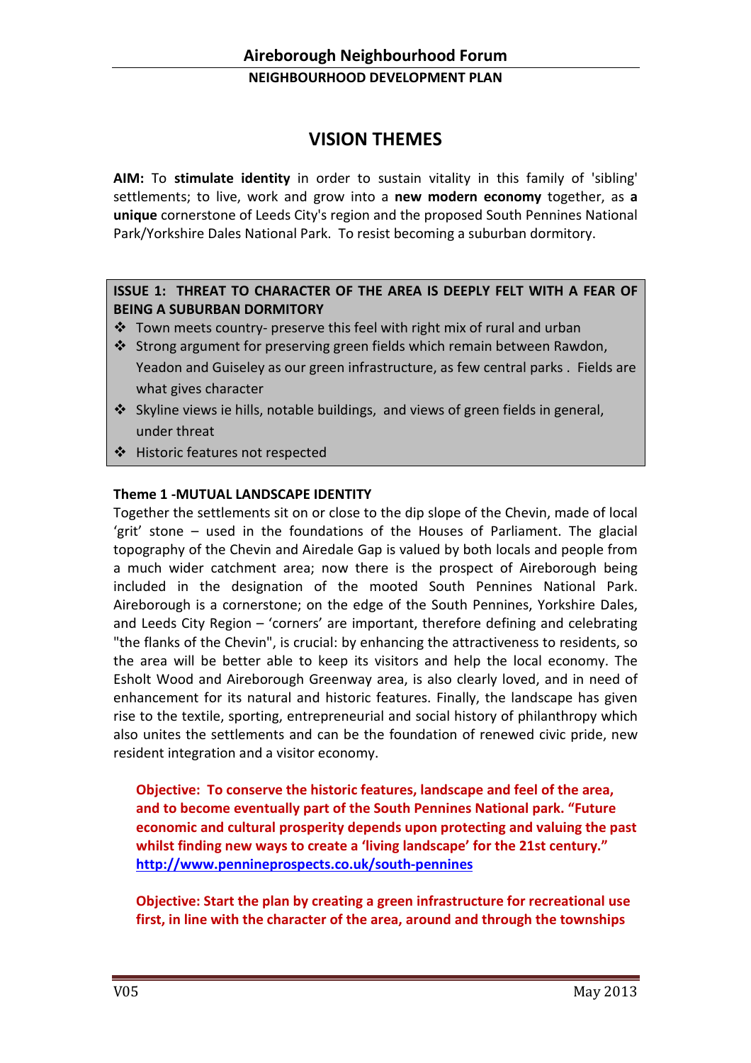# VISION THEMES

**AIM:** To **stimulate identity** in order to sustain vitality in this family of 'sibling' settlements; to live, work and grow into a **new modern economy** together, as **a unique** cornerstone of Leeds City's region and the proposed South Pennines National Park/Yorkshire Dales National Park. To resist becoming a suburban dormitory.

**ISSUE 1: THREAT TO CHARACTER OF THE AREA IS DEEPLY FELT WITH A FEAR OF BEING A SUBURBAN DORMITORY**

- Town meets country- preserve this feel with right mix of rural and urban
- Strong argument for preserving green fields which remain between Rawdon, Yeadon and Guiseley as our green infrastructure, as few central parks . Fields are what gives character
- Skyline views ie hills, notable buildings, and views of green fields in general, under threat
- Historic features not respected

**Theme 1 -MUTUAL LANDSCAPE IDENTITY**

Together the settlements sit on or close to the dip slope of the Chevin, made of local 'grit' stone – used in the foundations of the Houses of Parliament. The glacial topography of the Chevin and Airedale Gap is valued by both locals and people from a much wider catchment area; now there is the prospect of Aireborough being included in the designation of the mooted South Pennines National Park. Aireborough is a cornerstone; on the edge of the South Pennines, Yorkshire Dales, and Leeds City Region – 'corners' are important, therefore defining and celebrating "the flanks of the Chevin", is crucial: by enhancing the attractiveness to residents, so the area will be better able to keep its visitors and help the local economy. The Esholt Wood and Aireborough Greenway area, is also clearly loved, and in need of enhancement for its natural and historic features. Finally, the landscape has given rise to the textile, sporting, entrepreneurial and social history of philanthropy which also unites the settlements and can be the foundation of renewed civic pride, new resident integration and a visitor economy.

**Objective: To conserve the historic features, landscape and feel of the area, and to become eventually part of the South Pennines National park. "Future economic and cultural prosperity depends upon protecting and valuing the past whilst finding new ways to create a 'living landscape' for the 21st century." http://www.pennineprospects.co.uk/south-pennines**

**Objective: Start the plan by creating a green infrastructure for recreational use first, in line with the character of the area, around and through the townships**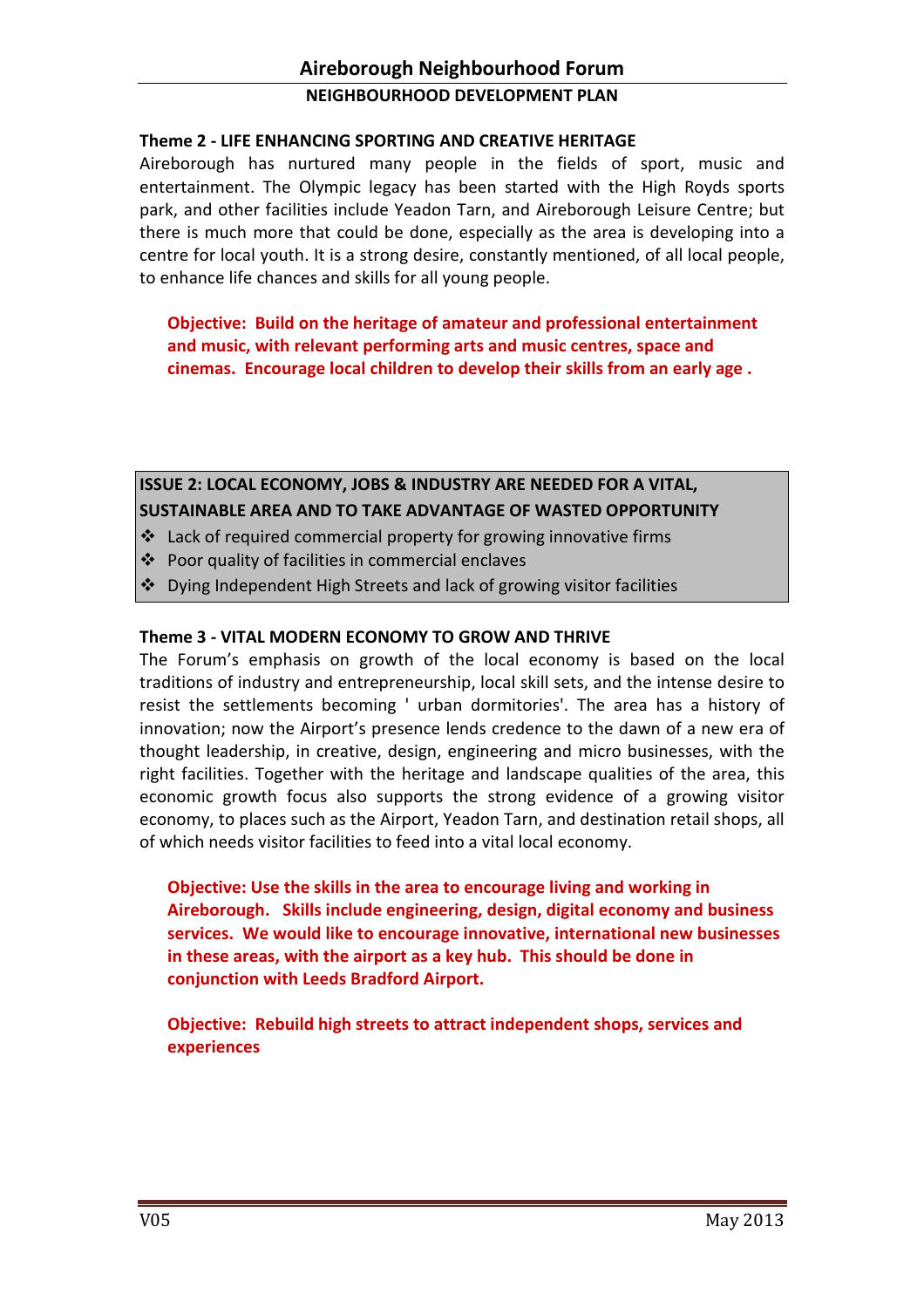### Theme 2 - LIFE ENHANCING SPORTING AND CREATIVE HERITAGE

Aireborough has nurtured many people in the fields of sport, music and entertainment. The Olympic legacy has been started with the High Royds sports park, and other facilities include Yeadon Tarn, and Aireborough Leisure Centre; but there is much more that could be done, especially as the area is developing into a centre for local youth. It is a strong desire, constantly mentioned, of all local people, to enhance life chances and skills for all young people.

> **Objective: Build on the heritage of amateur and professional entertainment and music, with relevant performing arts and music centres, space and cinemas. Encourage local children to develop their skills from an early age .**

**ISSUE 2: LOCAL ECONOMY, JOBS & INDUSTRY ARE NEEDED FOR A VITAL, SUSTAINABLE AREA AND TO TAKE ADVANTAGE OF WASTED OPPORTUNITY**

- Lack of required commercial property for growing innovative firms
- Poor quality of facilities in commercial enclaves
- Dying Independent High Streets and lack of growing visitor facilities

### Theme 3 - VITAL MODERN ECONOMY TO GROW AND THRIVE

The Forum's emphasis on growth of the local economy is based on the local traditions of industry and entrepreneurship, local skill sets, and the intense desire to resist the settlements becoming ' urban dormitories'. The area has a history of innovation; now the Airport's presence lends credence to the dawn of a new era of thought leadership, in creative, design, engineering and micro businesses, with the right facilities. Together with the heritage and landscape qualities of the area, this economic growth focus also supports the strong evidence of a growing visitor economy, to places such as the Airport, Yeadon Tarn, and destination retail shops, all of which needs visitor facilities to feed into a vital local economy.

> **Objective: Use the skills in the area to encourage living and working in Aireborough. Skills include engineering, design, digital economy and business services. We would like to encourage innovative, international new businesses in these areas, with the airport as a key hub. This should be done in conjunction with Leeds Bradford Airport.**

> **Objective: Rebuild high streets to attract independent shops, services and experiences**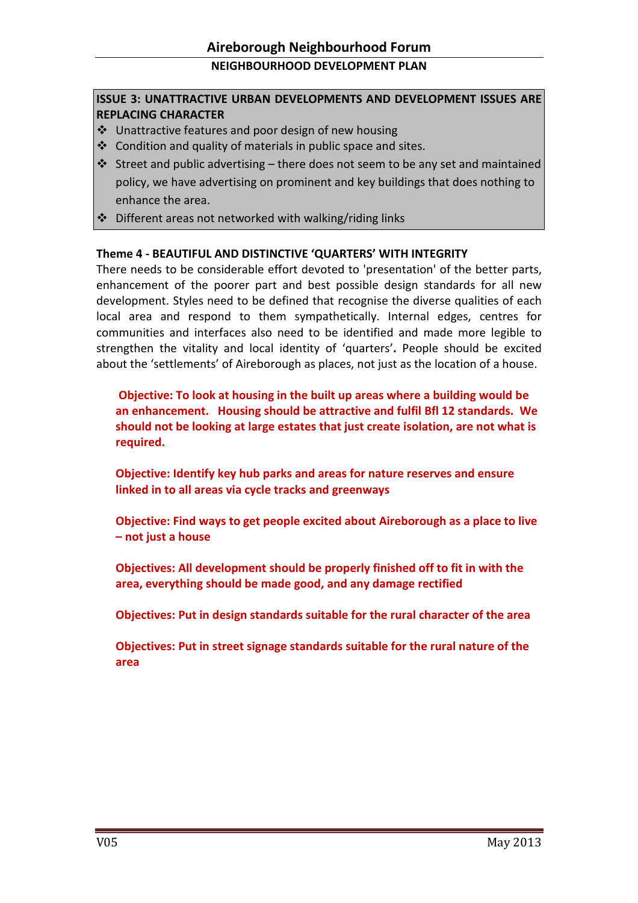**ISSUE 3: UNATTRACTIVE URBAN DEVELOPMENTS AND DEVELOPMENT ISSUES ARE REPLACING CHARACTER**

- Unattractive features and poor design of new housing
- Condition and quality of materials in public space and sites.
- Street and public advertising – there does not seem to be any set and maintained policy, we have advertising on prominent and key buildings that does nothing to enhance the area.
- Different areas not networked with walking/riding links

**Theme 4 - BEAUTIFUL AND DISTINCTIVE 'QUARTERS' WITH INTEGRITY**

There needs to be considerable effort devoted to 'presentation' of the better parts, enhancement of the poorer part and best possible design standards for all new development. Styles need to be defined that recognise the diverse qualities of each local area and respond to them sympathetically. Internal edges, centres for communities and interfaces also need to be identified and made more legible to strengthen the vitality and local identity of 'quarters'**.** People should be excited about the 'settlements' of Aireborough as places, not just as the location of a house.

**Objective: To look at housing in the built up areas where a building would be an enhancement. Housing should be attractive and fulfil Bfl 12 standards. We should not be looking at large estates that just create isolation, are not what is required.**

**Objective: Identify key hub parks and areas for nature reserves and ensure linked in to all areas via cycle tracks and greenways**

**Objective: Find ways to get people excited about Aireborough as a place to live – not just a house**

**Objectives: All development should be properly finished off to fit in with the area, everything should be made good, and any damage rectified**

**Objectives: Put in design standards suitable for the rural character of the area**

**Objectives: Put in street signage standards suitable for the rural nature of the area**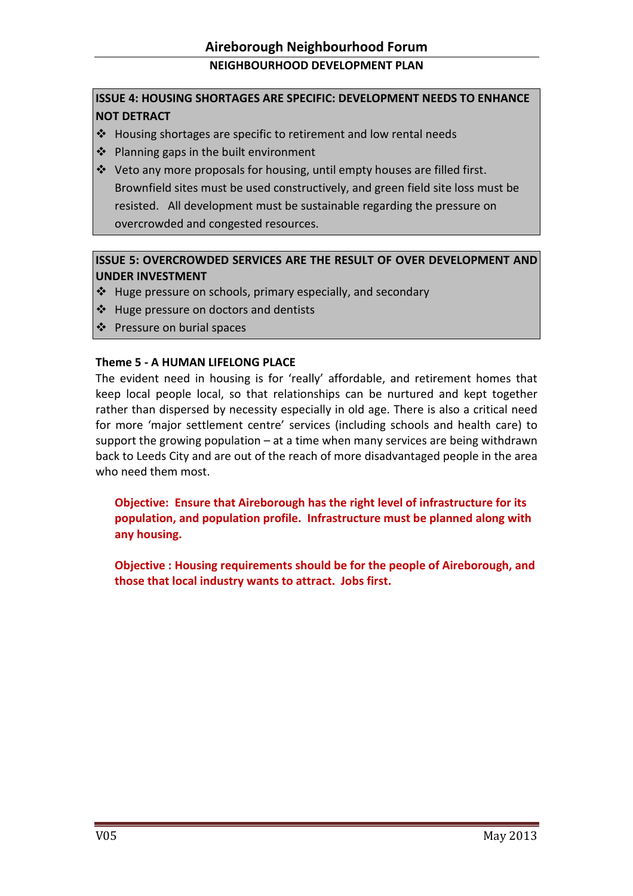**ISSUE 4: HOUSING SHORTAGES ARE SPECIFIC: DEVELOPMENT NEEDS TO ENHANCE NOT DETRACT**

- Housing shortages are specific to retirement and low rental needs
- Planning gaps in the built environment
- Veto any more proposals for housing, until empty houses are filled first. Brownfield sites must be used constructively, and green field site loss must be resisted. All development must be sustainable regarding the pressure on overcrowded and congested resources.

**ISSUE 5: OVERCROWDED SERVICES ARE THE RESULT OF OVER DEVELOPMENT AND UNDER INVESTMENT**

- Huge pressure on schools, primary especially, and secondary
- Huge pressure on doctors and dentists
- Pressure on burial spaces

**Theme 5 - A HUMAN LIFELONG PLACE**

The evident need in housing is for 'really' affordable, and retirement homes that keep local people local, so that relationships can be nurtured and kept together rather than dispersed by necessity especially in old age. There is also a critical need for more 'major settlement centre' services (including schools and health care) to support the growing population – at a time when many services are being withdrawn back to Leeds City and are out of the reach of more disadvantaged people in the area who need them most.

**Objective: Ensure that Aireborough has the right level of infrastructure for its population, and population profile. Infrastructure must be planned along with any housing.**

**Objective : Housing requirements should be for the people of Aireborough, and those that local industry wants to attract. Jobs first.**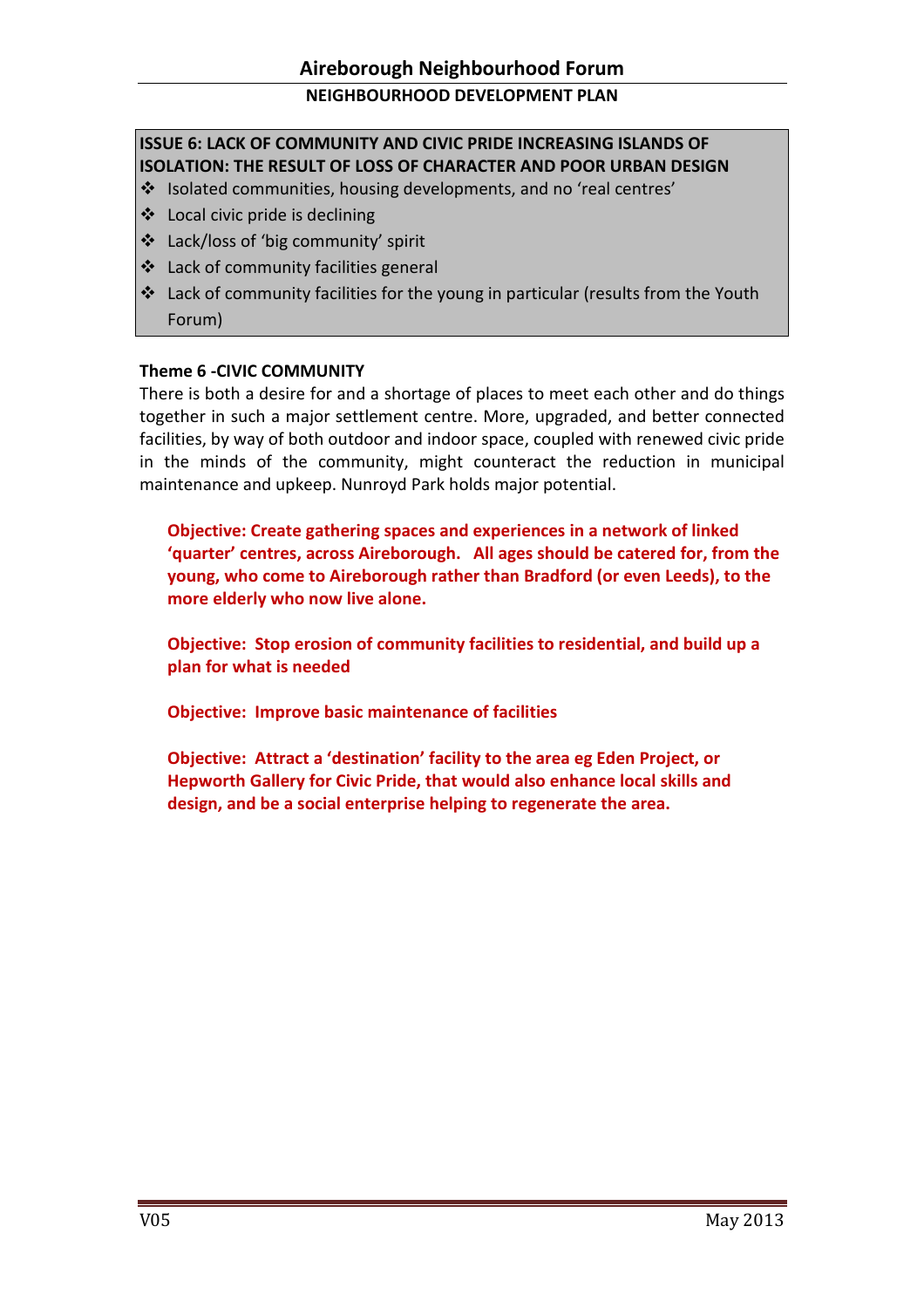**ISSUE 6: LACK OF COMMUNITY AND CIVIC PRIDE INCREASING ISLANDS OF ISOLATION: THE RESULT OF LOSS OF CHARACTER AND POOR URBAN DESIGN**

- Isolated communities, housing developments, and no 'real centres'
- Local civic pride is declining
- Lack/loss of 'big community' spirit
- Lack of community facilities general
- Lack of community facilities for the young in particular (results from the Youth Forum)

**Theme 6 -CIVIC COMMUNITY**

There is both a desire for and a shortage of places to meet each other and do things together in such a major settlement centre. More, upgraded, and better connected facilities, by way of both outdoor and indoor space, coupled with renewed civic pride in the minds of the community, might counteract the reduction in municipal maintenance and upkeep. Nunroyd Park holds major potential.

**Objective: Create gathering spaces and experiences in a network of linked 'quarter' centres, across Aireborough. All ages should be catered for, from the young, who come to Aireborough rather than Bradford (or even Leeds), to the more elderly who now live alone.**

**Objective: Stop erosion of community facilities to residential, and build up a plan for what is needed**

**Objective: Improve basic maintenance of facilities**

**Objective: Attract a 'destination' facility to the area eg Eden Project, or Hepworth Gallery for Civic Pride, that would also enhance local skills and design, and be a social enterprise helping to regenerate the area.**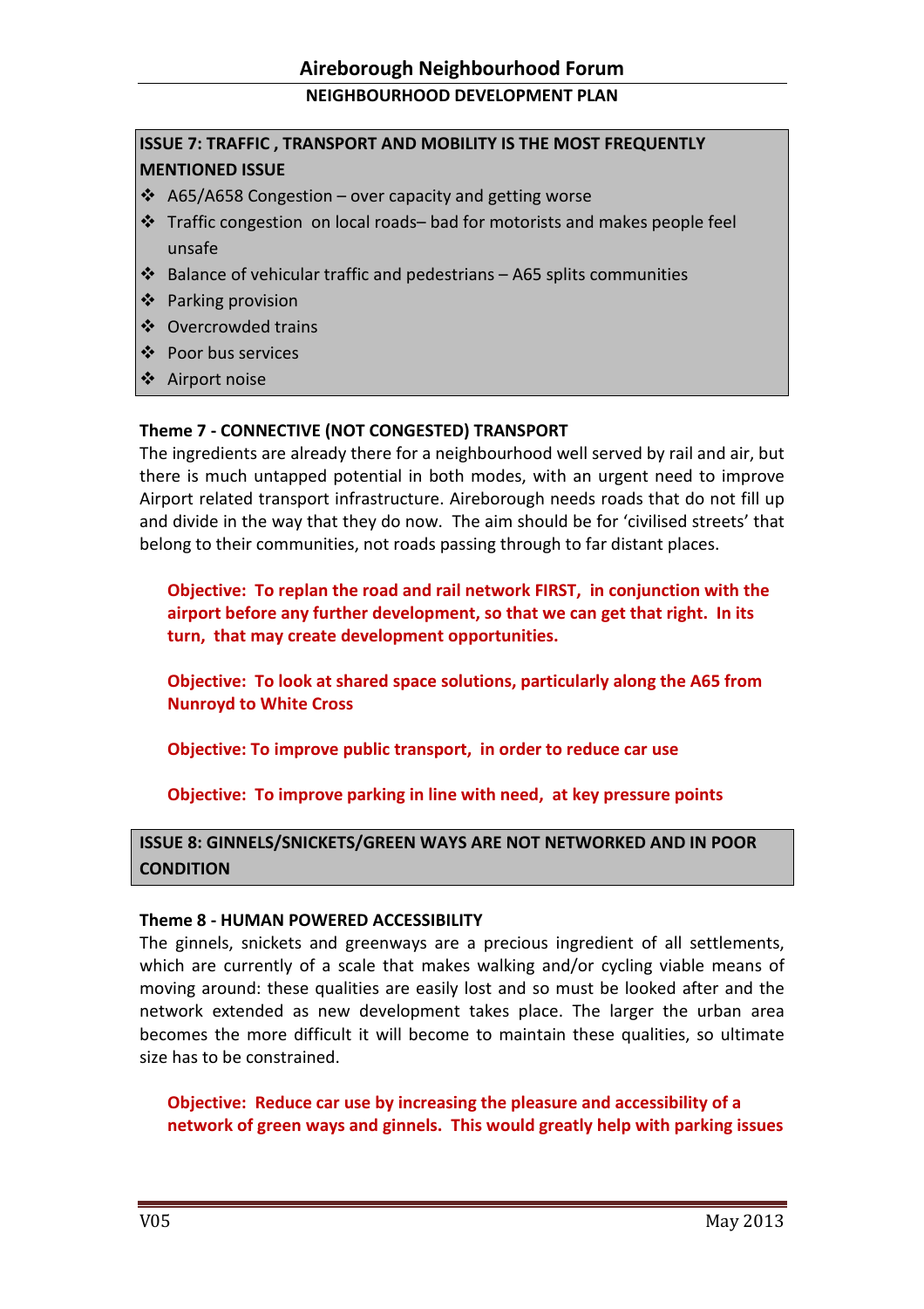**ISSUE 7: TRAFFIC , TRANSPORT AND MOBILITY IS THE MOST FREQUENTLY MENTIONED ISSUE**

- A65/A658 Congestion – over capacity and getting worse
- Traffic congestion on local roads– bad for motorists and makes people feel unsafe
- Balance of vehicular traffic and pedestrians – A65 splits communities
- Parking provision
- Overcrowded trains
- Poor bus services
- Airport noise

**Theme 7 - CONNECTIVE (NOT CONGESTED) TRANSPORT**

The ingredients are already there for a neighbourhood well served by rail and air, but there is much untapped potential in both modes, with an urgent need to improve Airport related transport infrastructure. Aireborough needs roads that do not fill up and divide in the way that they do now. The aim should be for 'civilised streets' that belong to their communities, not roads passing through to far distant places.

**Objective: To replan the road and rail network FIRST, in conjunction with the airport before any further development, so that we can get that right. In its turn, that may create development opportunities.**

**Objective: To look at shared space solutions, particularly along the A65 from Nunroyd to White Cross**

**Objective: To improve public transport, in order to reduce car use**

**Objective: To improve parking in line with need, at key pressure points**

**ISSUE 8: GINNELS/SNICKETS/GREEN WAYS ARE NOT NETWORKED AND IN POOR CONDITION**

**Theme 8 - HUMAN POWERED ACCESSIBILITY**

The ginnels, snickets and greenways are a precious ingredient of all settlements, which are currently of a scale that makes walking and/or cycling viable means of moving around: these qualities are easily lost and so must be looked after and the network extended as new development takes place. The larger the urban area becomes the more difficult it will become to maintain these qualities, so ultimate size has to be constrained.

**Objective: Reduce car use by increasing the pleasure and accessibility of a network of green ways and ginnels. This would greatly help with parking issues**